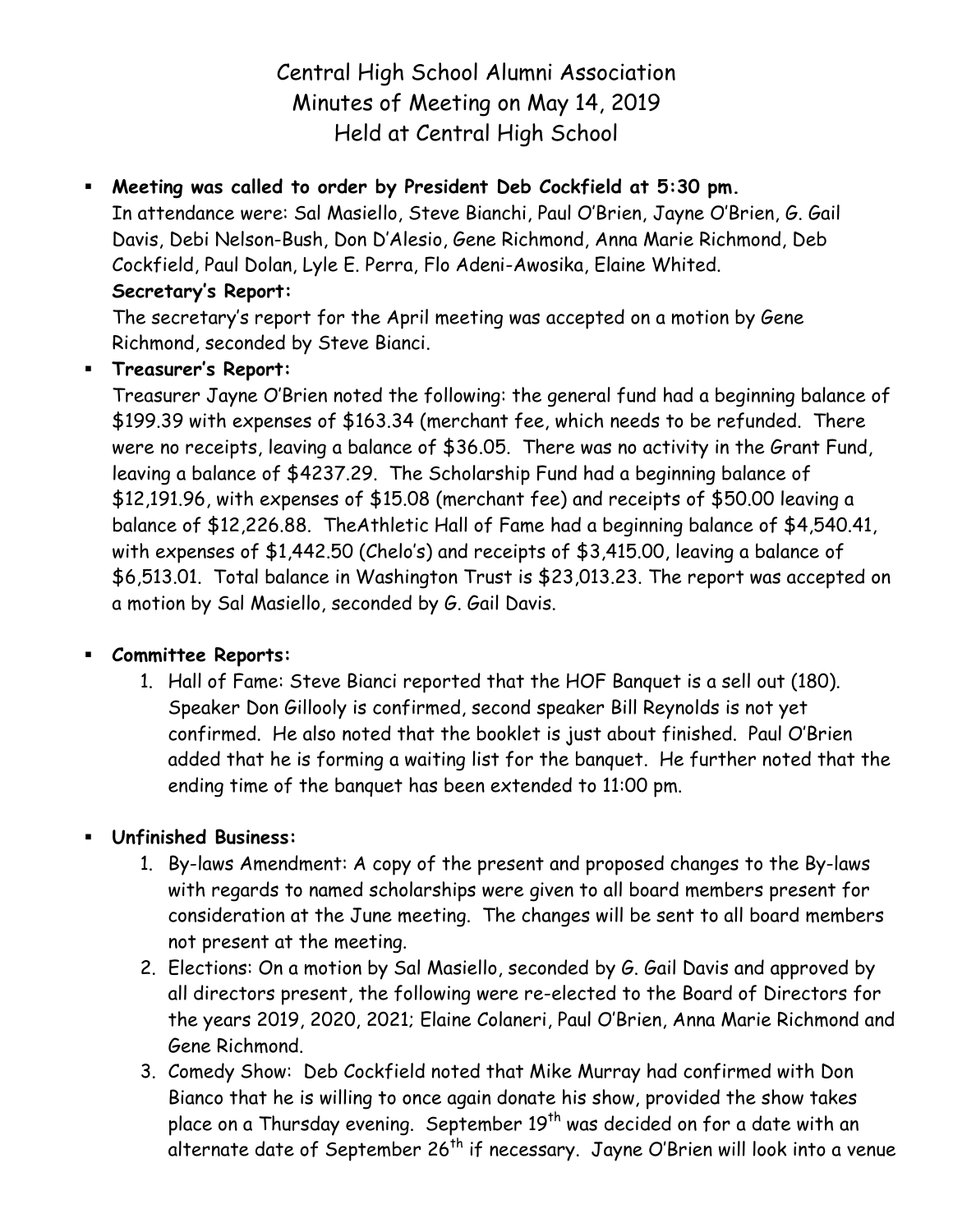# Central High School Alumni Association
## Minutes of Meeting on May 14, 2019
## Held at Central High School

- **Meeting was called to order by President Deb Cockfield at 5:30 pm.**
  In attendance were: Sal Masiello, Steve Bianchi, Paul O'Brien, Jayne O'Brien, G. Gail Davis, Debi Nelson-Bush, Don D'Alesio, Gene Richmond, Anna Marie Richmond, Deb Cockfield, Paul Dolan, Lyle E. Perra, Flo Adeni-Awosika, Elaine Whited.
  **Secretary's Report:**
  The secretary's report for the April meeting was accepted on a motion by Gene Richmond, seconded by Steve Bianci.
- **Treasurer's Report:**
  Treasurer Jayne O'Brien noted the following: the general fund had a beginning balance of $199.39 with expenses of $163.34 (merchant fee, which needs to be refunded. There were no receipts, leaving a balance of $36.05. There was no activity in the Grant Fund, leaving a balance of $4237.29. The Scholarship Fund had a beginning balance of $12,191.96, with expenses of $15.08 (merchant fee) and receipts of $50.00 leaving a balance of $12,226.88. TheAthletic Hall of Fame had a beginning balance of $4,540.41, with expenses of $1,442.50 (Chelo's) and receipts of $3,415.00, leaving a balance of $6,513.01. Total balance in Washington Trust is $23,013.23. The report was accepted on a motion by Sal Masiello, seconded by G. Gail Davis.

- **Committee Reports:**
  1. Hall of Fame: Steve Bianci reported that the HOF Banquet is a sell out (180). Speaker Don Gillooly is confirmed, second speaker Bill Reynolds is not yet confirmed. He also noted that the booklet is just about finished. Paul O'Brien added that he is forming a waiting list for the banquet. He further noted that the ending time of the banquet has been extended to 11:00 pm.

- **Unfinished Business:**
  1. By-laws Amendment: A copy of the present and proposed changes to the By-laws with regards to named scholarships were given to all board members present for consideration at the June meeting. The changes will be sent to all board members not present at the meeting.
  2. Elections: On a motion by Sal Masiello, seconded by G. Gail Davis and approved by all directors present, the following were re-elected to the Board of Directors for the years 2019, 2020, 2021; Elaine Colaneri, Paul O'Brien, Anna Marie Richmond and Gene Richmond.
  3. Comedy Show: Deb Cockfield noted that Mike Murray had confirmed with Don Bianco that he is willing to once again donate his show, provided the show takes place on a Thursday evening. September 19th was decided on for a date with an alternate date of September 26th if necessary. Jayne O'Brien will look into a venue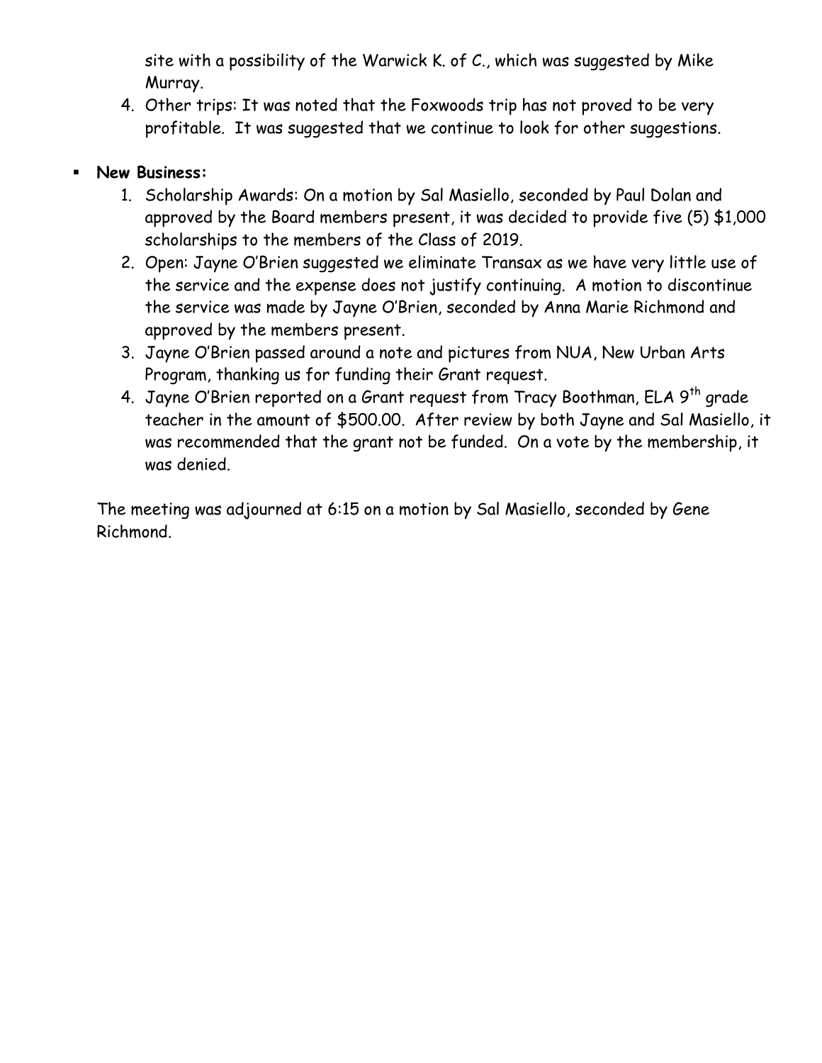site with a possibility of the Warwick K. of C., which was suggested by Mike Murray.

4. Other trips: It was noted that the Foxwoods trip has not proved to be very profitable. It was suggested that we continue to look for other suggestions.

- **New Business:**
  1. Scholarship Awards: On a motion by Sal Masiello, seconded by Paul Dolan and approved by the Board members present, it was decided to provide five (5) $1,000 scholarships to the members of the Class of 2019.
  2. Open: Jayne O'Brien suggested we eliminate Transax as we have very little use of the service and the expense does not justify continuing. A motion to discontinue the service was made by Jayne O'Brien, seconded by Anna Marie Richmond and approved by the members present.
  3. Jayne O'Brien passed around a note and pictures from NUA, New Urban Arts Program, thanking us for funding their Grant request.
  4. Jayne O'Brien reported on a Grant request from Tracy Boothman, ELA 9th grade teacher in the amount of $500.00. After review by both Jayne and Sal Masiello, it was recommended that the grant not be funded. On a vote by the membership, it was denied.

The meeting was adjourned at 6:15 on a motion by Sal Masiello, seconded by Gene Richmond.